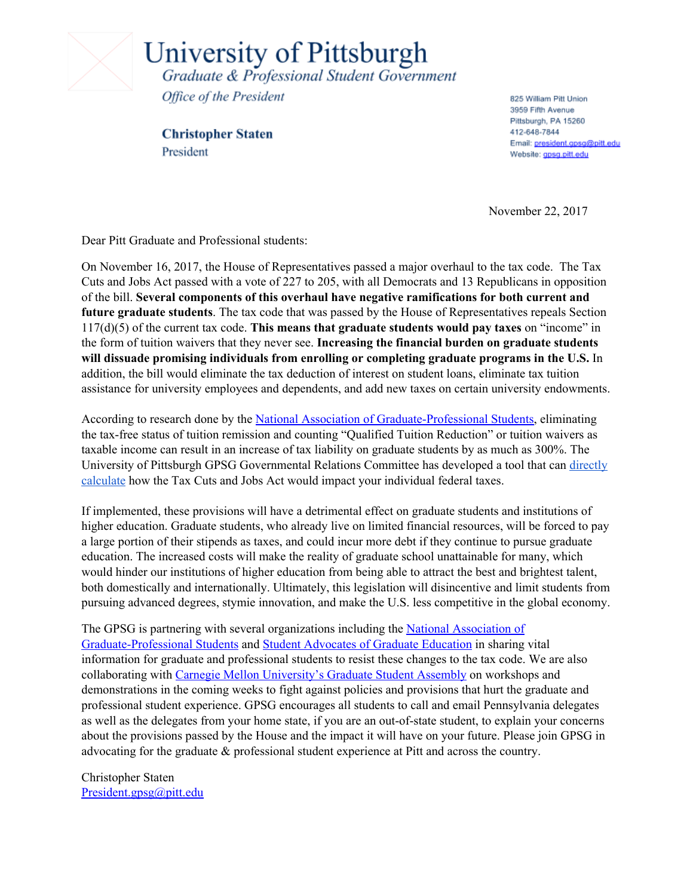# University of Pittsburgh

*Graduate & Professional Student Government*

*Office of the President*

**Christopher Staten**
President

825 William Pitt Union
3959 Fifth Avenue
Pittsburgh, PA 15260
412-648-7844
Email: president.gpsg@pitt.edu
Website: gpsg.pitt.edu

November 22, 2017

Dear Pitt Graduate and Professional students:

On November 16, 2017, the House of Representatives passed a major overhaul to the tax code. The Tax Cuts and Jobs Act passed with a vote of 227 to 205, with all Democrats and 13 Republicans in opposition of the bill. **Several components of this overhaul have negative ramifications for both current and future graduate students**. The tax code that was passed by the House of Representatives repeals Section 117(d)(5) of the current tax code. **This means that graduate students would pay taxes** on "income" in the form of tuition waivers that they never see. **Increasing the financial burden on graduate students will dissuade promising individuals from enrolling or completing graduate programs in the U.S.** In addition, the bill would eliminate the tax deduction of interest on student loans, eliminate tax tuition assistance for university employees and dependents, and add new taxes on certain university endowments.

According to research done by the National Association of Graduate-Professional Students, eliminating the tax-free status of tuition remission and counting "Qualified Tuition Reduction" or tuition waivers as taxable income can result in an increase of tax liability on graduate students by as much as 300%. The University of Pittsburgh GPSG Governmental Relations Committee has developed a tool that can directly calculate how the Tax Cuts and Jobs Act would impact your individual federal taxes.

If implemented, these provisions will have a detrimental effect on graduate students and institutions of higher education. Graduate students, who already live on limited financial resources, will be forced to pay a large portion of their stipends as taxes, and could incur more debt if they continue to pursue graduate education. The increased costs will make the reality of graduate school unattainable for many, which would hinder our institutions of higher education from being able to attract the best and brightest talent, both domestically and internationally. Ultimately, this legislation will disincentive and limit students from pursuing advanced degrees, stymie innovation, and make the U.S. less competitive in the global economy.

The GPSG is partnering with several organizations including the National Association of Graduate-Professional Students and Student Advocates of Graduate Education in sharing vital information for graduate and professional students to resist these changes to the tax code. We are also collaborating with Carnegie Mellon University's Graduate Student Assembly on workshops and demonstrations in the coming weeks to fight against policies and provisions that hurt the graduate and professional student experience. GPSG encourages all students to call and email Pennsylvania delegates as well as the delegates from your home state, if you are an out-of-state student, to explain your concerns about the provisions passed by the House and the impact it will have on your future. Please join GPSG in advocating for the graduate & professional student experience at Pitt and across the country.

Christopher Staten
President.gpsg@pitt.edu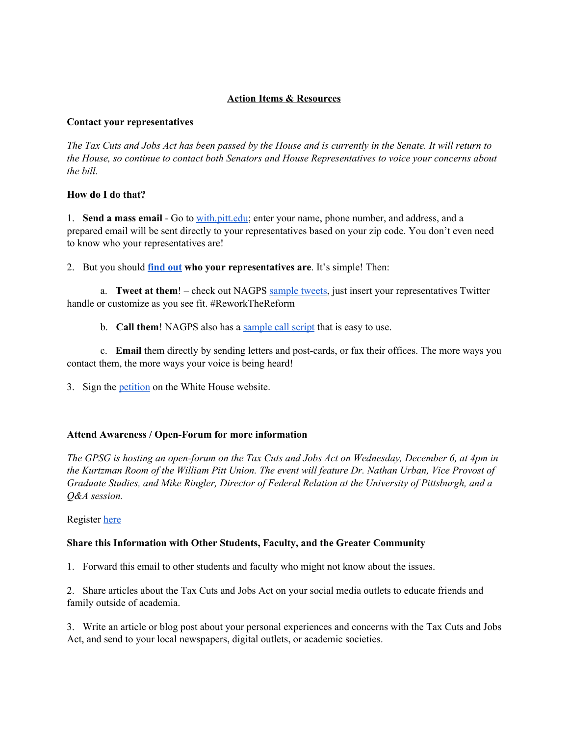# Action Items & Resources

**Contact your representatives**

*The Tax Cuts and Jobs Act has been passed by the House and is currently in the Senate. It will return to the House, so continue to contact both Senators and House Representatives to voice your concerns about the bill.*

## How do I do that?

1. **Send a mass email** - Go to with.pitt.edu; enter your name, phone number, and address, and a prepared email will be sent directly to your representatives based on your zip code. You don't even need to know who your representatives are!

2. But you should **find out who your representatives are**. It's simple! Then:

   a. **Tweet at them**! – check out NAGPS sample tweets, just insert your representatives Twitter handle or customize as you see fit. #ReworkTheReform

   b. **Call them**! NAGPS also has a sample call script that is easy to use.

   c. **Email** them directly by sending letters and post-cards, or fax their offices. The more ways you contact them, the more ways your voice is being heard!

3. Sign the petition on the White House website.

**Attend Awareness / Open-Forum for more information**

*The GPSG is hosting an open-forum on the Tax Cuts and Jobs Act on Wednesday, December 6, at 4pm in the Kurtzman Room of the William Pitt Union. The event will feature Dr. Nathan Urban, Vice Provost of Graduate Studies, and Mike Ringler, Director of Federal Relation at the University of Pittsburgh, and a Q&A session.*

Register here

**Share this Information with Other Students, Faculty, and the Greater Community**

1. Forward this email to other students and faculty who might not know about the issues.

2. Share articles about the Tax Cuts and Jobs Act on your social media outlets to educate friends and family outside of academia.

3. Write an article or blog post about your personal experiences and concerns with the Tax Cuts and Jobs Act, and send to your local newspapers, digital outlets, or academic societies.